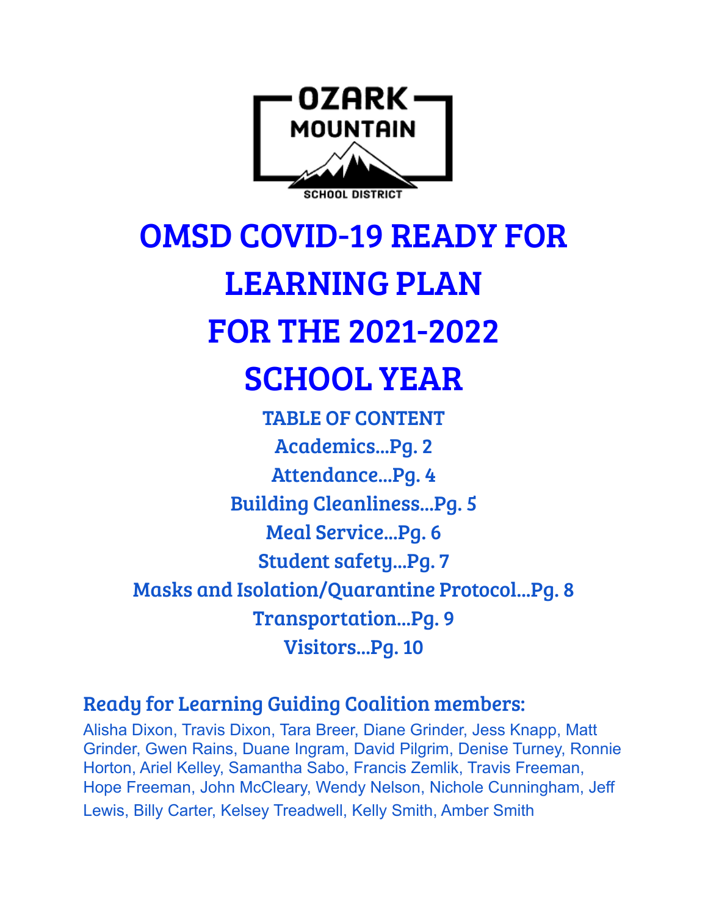OZARK MOUNTAIN

SCHOOL DISTRICT

# OMSD COVID-19 READY FOR LEARNING PLAN FOR THE 2021-2022 SCHOOL YEAR

## TABLE OF CONTENT

Academics...Pg. 2

Attendance...Pg. 4

Building Cleanliness...Pg. 5

Meal Service...Pg. 6

Student safety...Pg. 7

Masks and Isolation/Quarantine Protocol...Pg. 8

Transportation...Pg. 9

Visitors...Pg. 10

## Ready for Learning Guiding Coalition members:

Alisha Dixon, Travis Dixon, Tara Breer, Diane Grinder, Jess Knapp, Matt Grinder, Gwen Rains, Duane Ingram, David Pilgrim, Denise Turney, Ronnie Horton, Ariel Kelley, Samantha Sabo, Francis Zemlik, Travis Freeman, Hope Freeman, John McCleary, Wendy Nelson, Nichole Cunningham, Jeff Lewis, Billy Carter, Kelsey Treadwell, Kelly Smith, Amber Smith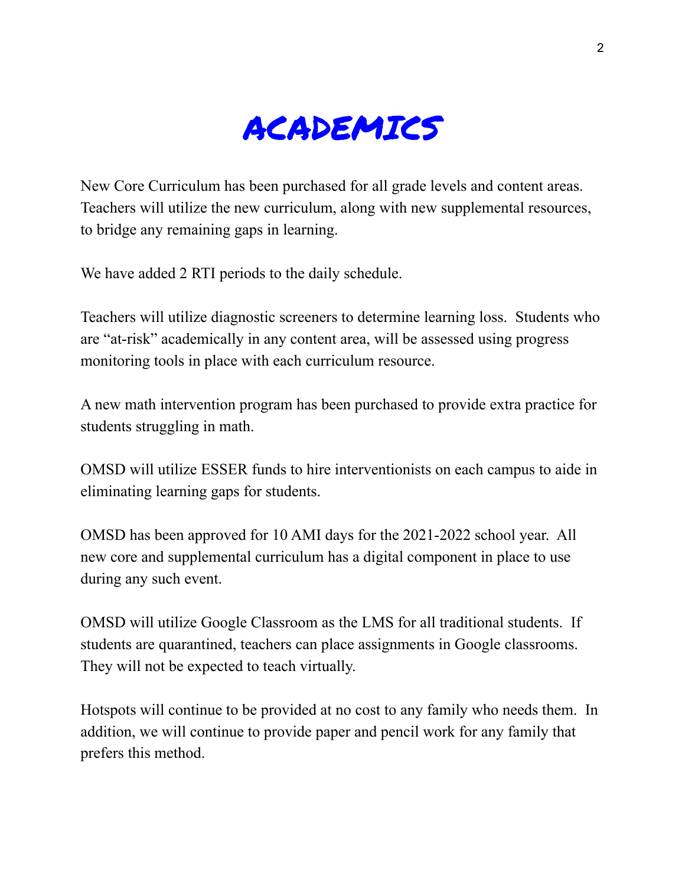# ACADEMICS

New Core Curriculum has been purchased for all grade levels and content areas. Teachers will utilize the new curriculum, along with new supplemental resources, to bridge any remaining gaps in learning.

We have added 2 RTI periods to the daily schedule.

Teachers will utilize diagnostic screeners to determine learning loss. Students who are "at-risk" academically in any content area, will be assessed using progress monitoring tools in place with each curriculum resource.

A new math intervention program has been purchased to provide extra practice for students struggling in math.

OMSD will utilize ESSER funds to hire interventionists on each campus to aide in eliminating learning gaps for students.

OMSD has been approved for 10 AMI days for the 2021-2022 school year. All new core and supplemental curriculum has a digital component in place to use during any such event.

OMSD will utilize Google Classroom as the LMS for all traditional students. If students are quarantined, teachers can place assignments in Google classrooms. They will not be expected to teach virtually.

Hotspots will continue to be provided at no cost to any family who needs them. In addition, we will continue to provide paper and pencil work for any family that prefers this method.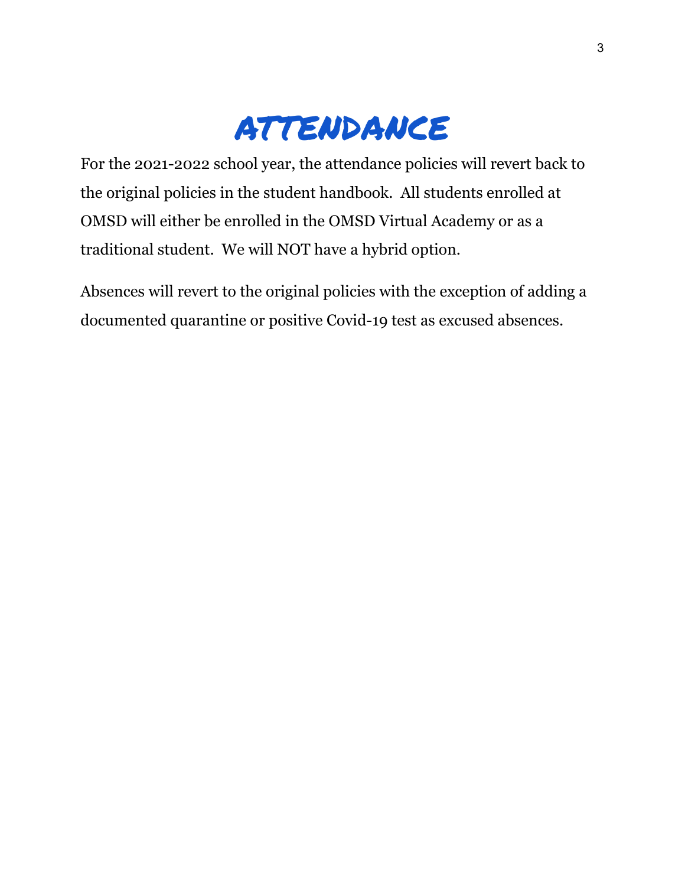# ATTENDANCE

For the 2021-2022 school year, the attendance policies will revert back to the original policies in the student handbook. All students enrolled at OMSD will either be enrolled in the OMSD Virtual Academy or as a traditional student. We will NOT have a hybrid option.

Absences will revert to the original policies with the exception of adding a documented quarantine or positive Covid-19 test as excused absences.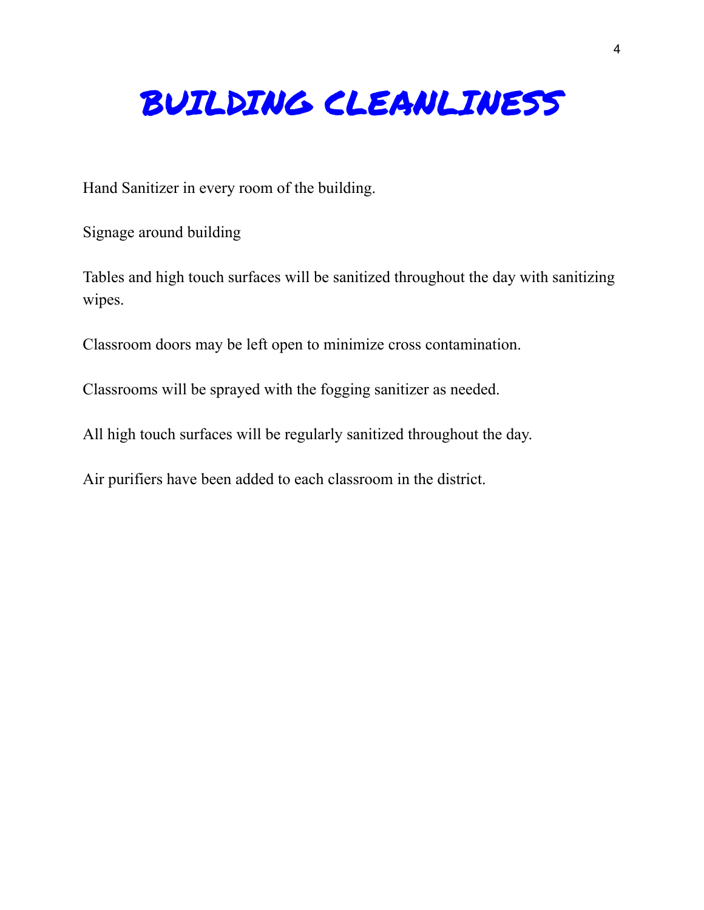# BUILDING CLEANLINESS

Hand Sanitizer in every room of the building.

Signage around building

Tables and high touch surfaces will be sanitized throughout the day with sanitizing wipes.

Classroom doors may be left open to minimize cross contamination.

Classrooms will be sprayed with the fogging sanitizer as needed.

All high touch surfaces will be regularly sanitized throughout the day.

Air purifiers have been added to each classroom in the district.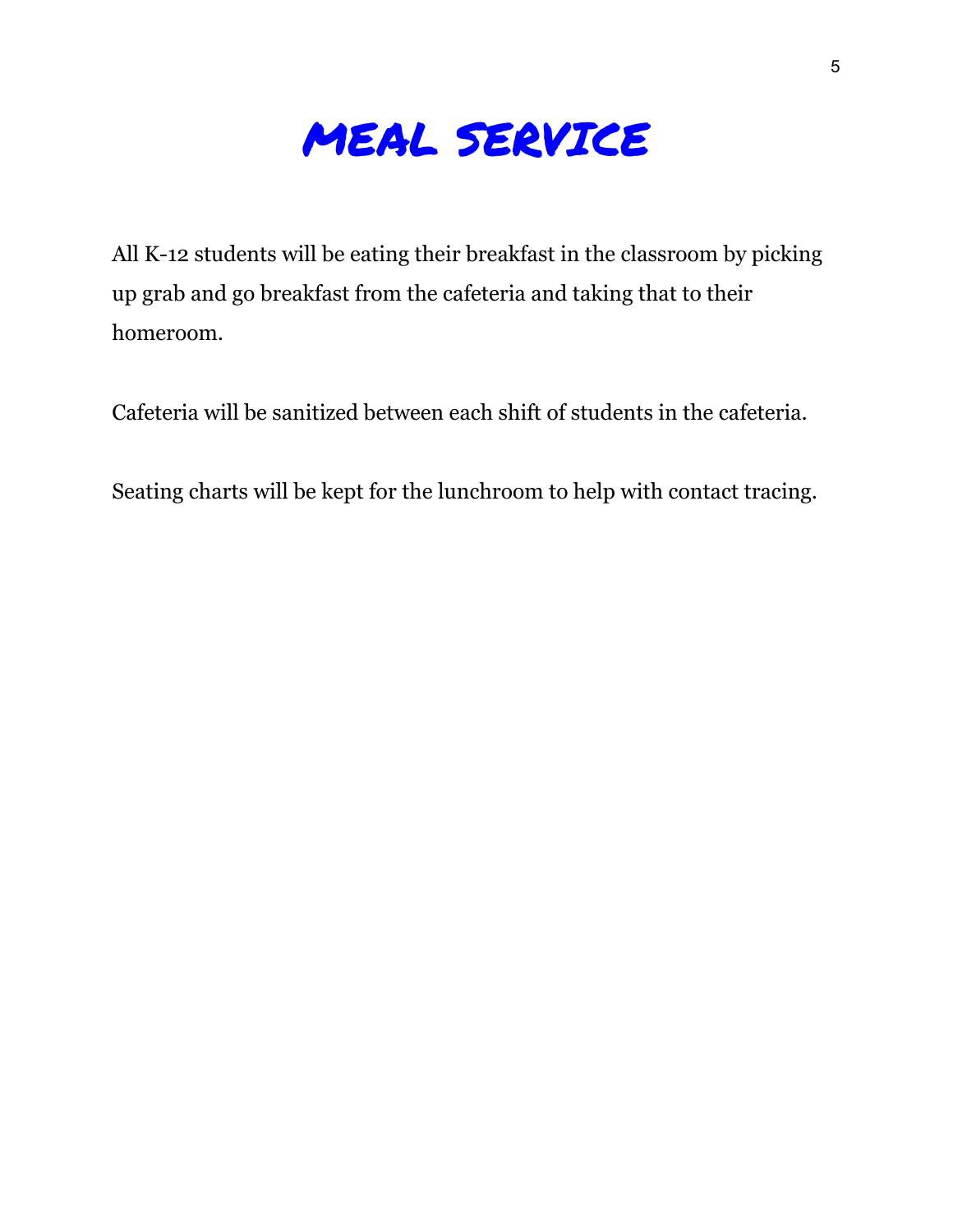# MEAL SERVICE

All K-12 students will be eating their breakfast in the classroom by picking up grab and go breakfast from the cafeteria and taking that to their homeroom.

Cafeteria will be sanitized between each shift of students in the cafeteria.

Seating charts will be kept for the lunchroom to help with contact tracing.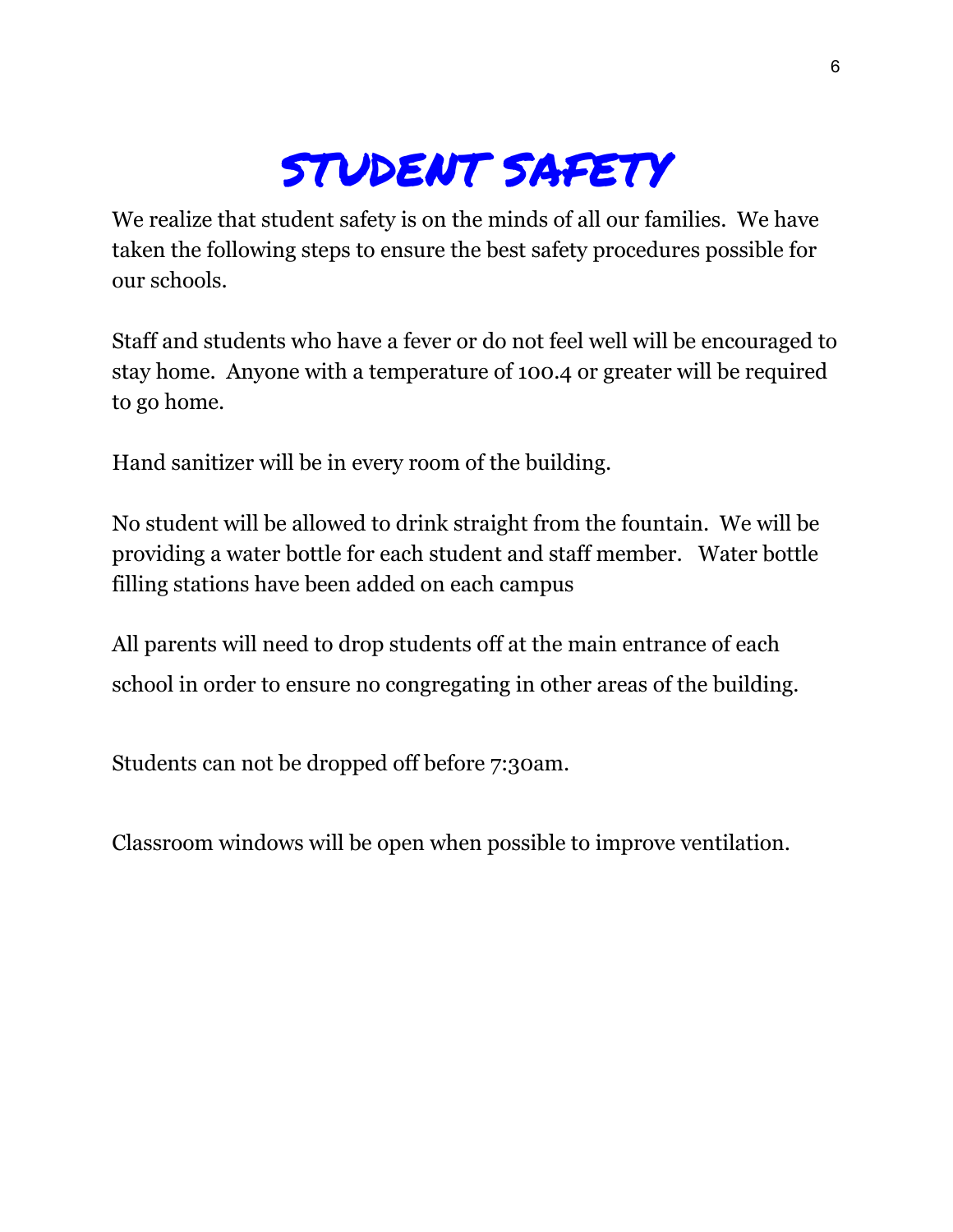# STUDENT SAFETY

We realize that student safety is on the minds of all our families. We have taken the following steps to ensure the best safety procedures possible for our schools.

Staff and students who have a fever or do not feel well will be encouraged to stay home. Anyone with a temperature of 100.4 or greater will be required to go home.

Hand sanitizer will be in every room of the building.

No student will be allowed to drink straight from the fountain. We will be providing a water bottle for each student and staff member. Water bottle filling stations have been added on each campus

All parents will need to drop students off at the main entrance of each school in order to ensure no congregating in other areas of the building.

Students can not be dropped off before 7:30am.

Classroom windows will be open when possible to improve ventilation.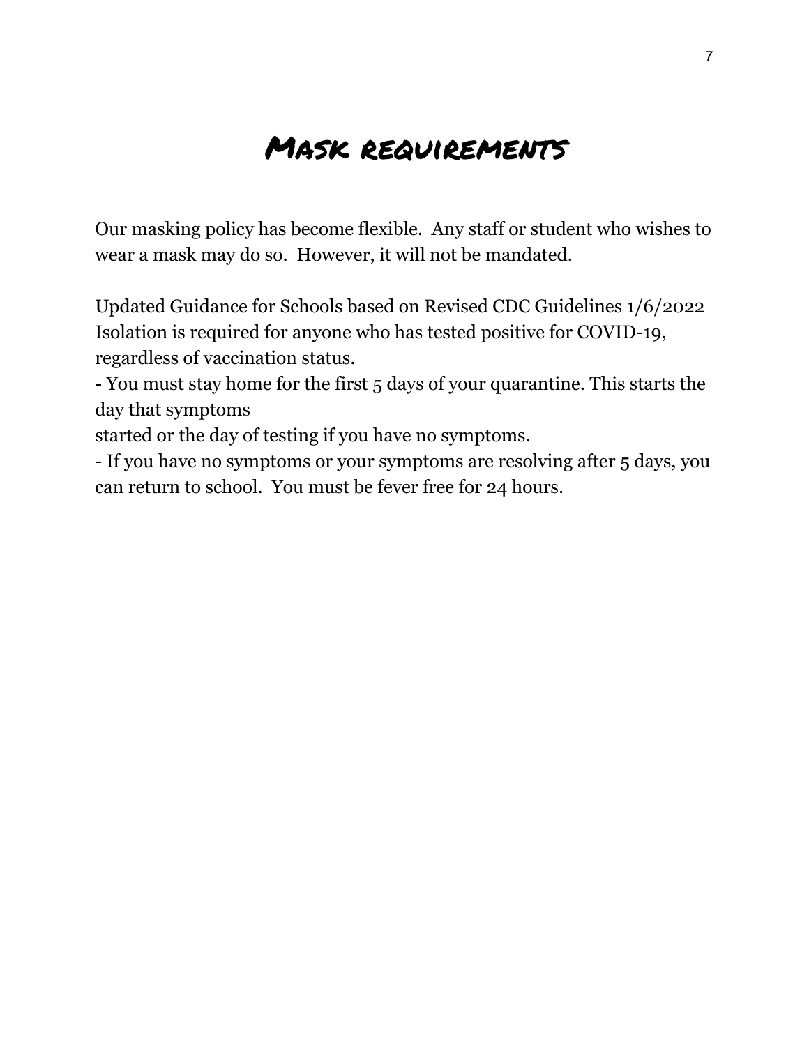# Mask requirements

Our masking policy has become flexible. Any staff or student who wishes to wear a mask may do so. However, it will not be mandated.

Updated Guidance for Schools based on Revised CDC Guidelines 1/6/2022
Isolation is required for anyone who has tested positive for COVID-19, regardless of vaccination status.

- You must stay home for the first 5 days of your quarantine. This starts the day that symptoms started or the day of testing if you have no symptoms.
- If you have no symptoms or your symptoms are resolving after 5 days, you can return to school. You must be fever free for 24 hours.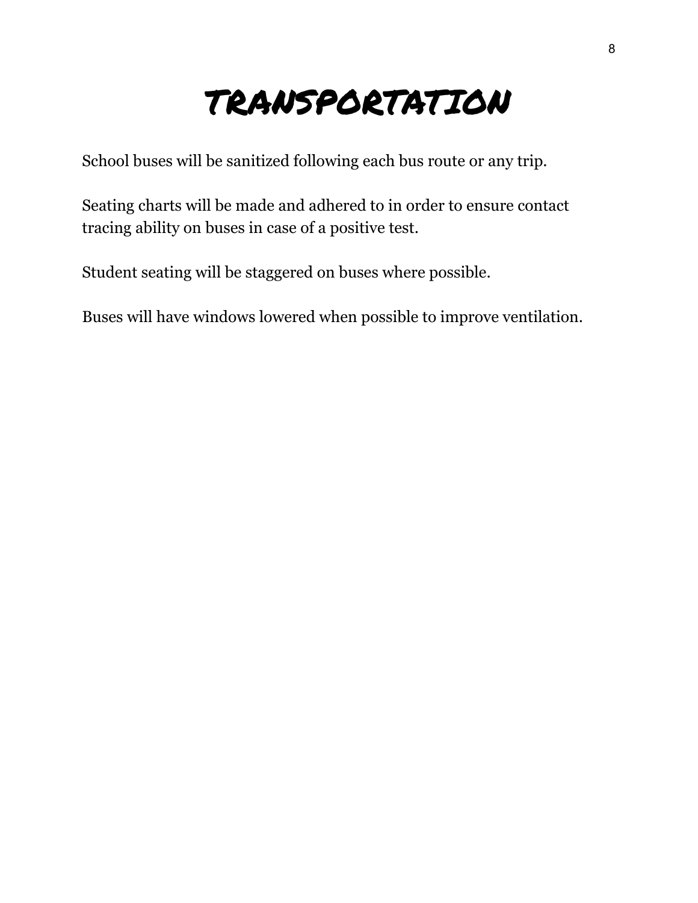# TRANSPORTATION

School buses will be sanitized following each bus route or any trip.

Seating charts will be made and adhered to in order to ensure contact tracing ability on buses in case of a positive test.

Student seating will be staggered on buses where possible.

Buses will have windows lowered when possible to improve ventilation.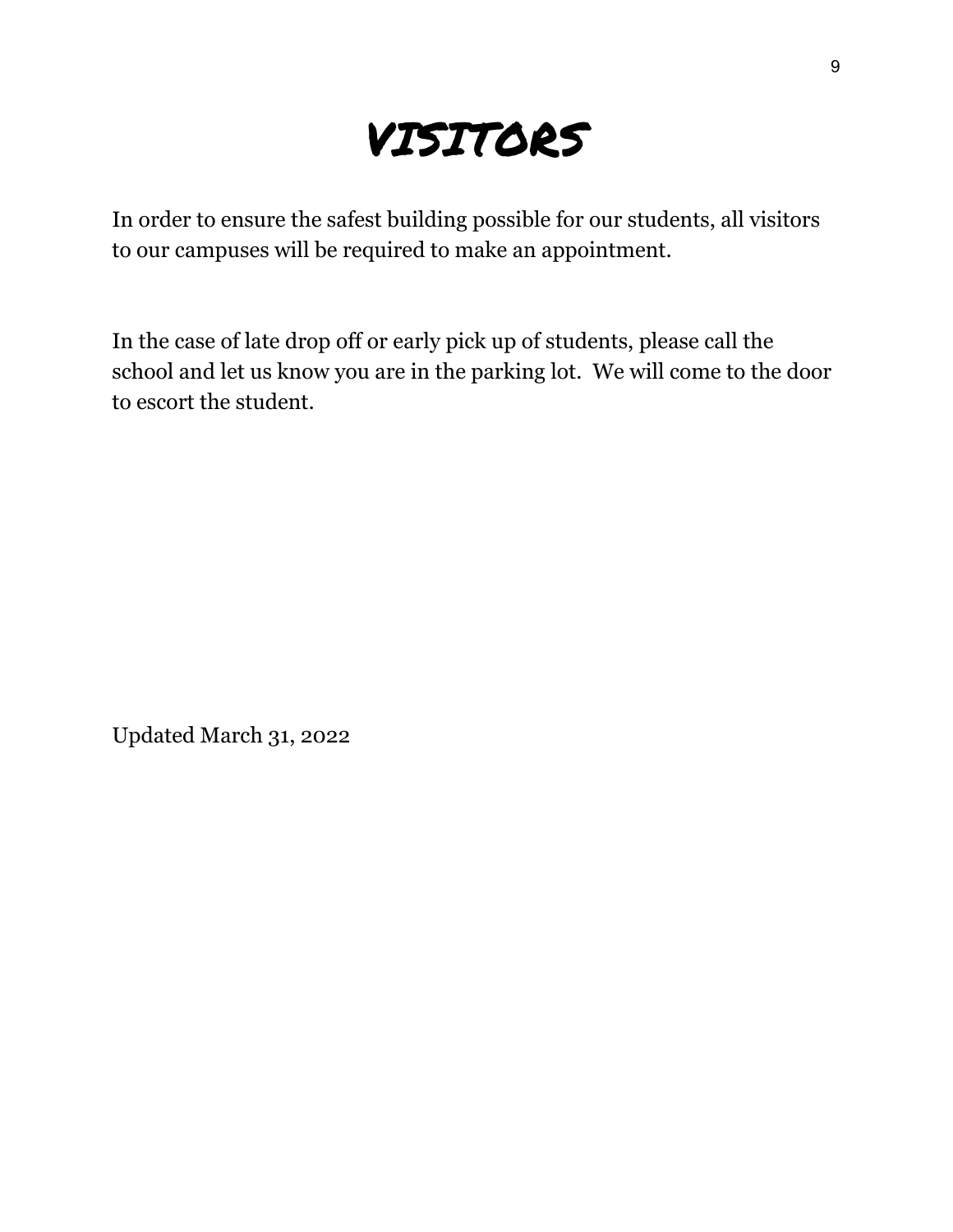# VISITORS

In order to ensure the safest building possible for our students, all visitors to our campuses will be required to make an appointment.

In the case of late drop off or early pick up of students, please call the school and let us know you are in the parking lot. We will come to the door to escort the student.

Updated March 31, 2022